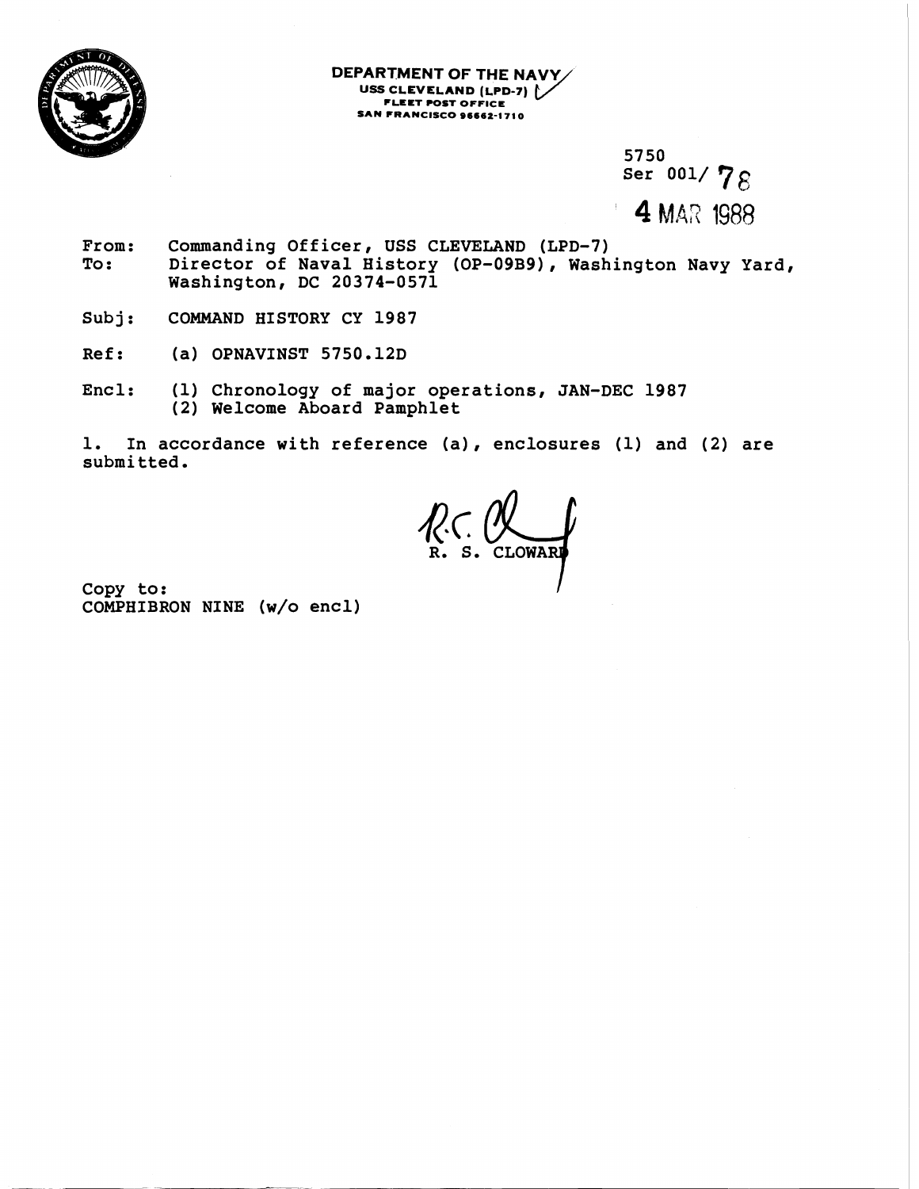**DEPARTMENT OF THE NAVY**
**USS CLEVELAND (LPD-7)**
**FLEET POST OFFICE**
**SAN FRANCISCO 96662-1710**

5750
Ser 001/ 78
4 MAR 1988

From: Commanding Officer, USS CLEVELAND (LPD-7)
To: Director of Naval History (OP-09B9), Washington Navy Yard, Washington, DC 20374-0571

Subj: COMMAND HISTORY CY 1987

Ref: (a) OPNAVINST 5750.12D

Encl: (1) Chronology of major operations, JAN-DEC 1987
(2) Welcome Aboard Pamphlet

1. In accordance with reference (a), enclosures (1) and (2) are submitted.

R. S. CLOWARD

Copy to:
COMPHIBRON NINE (w/o encl)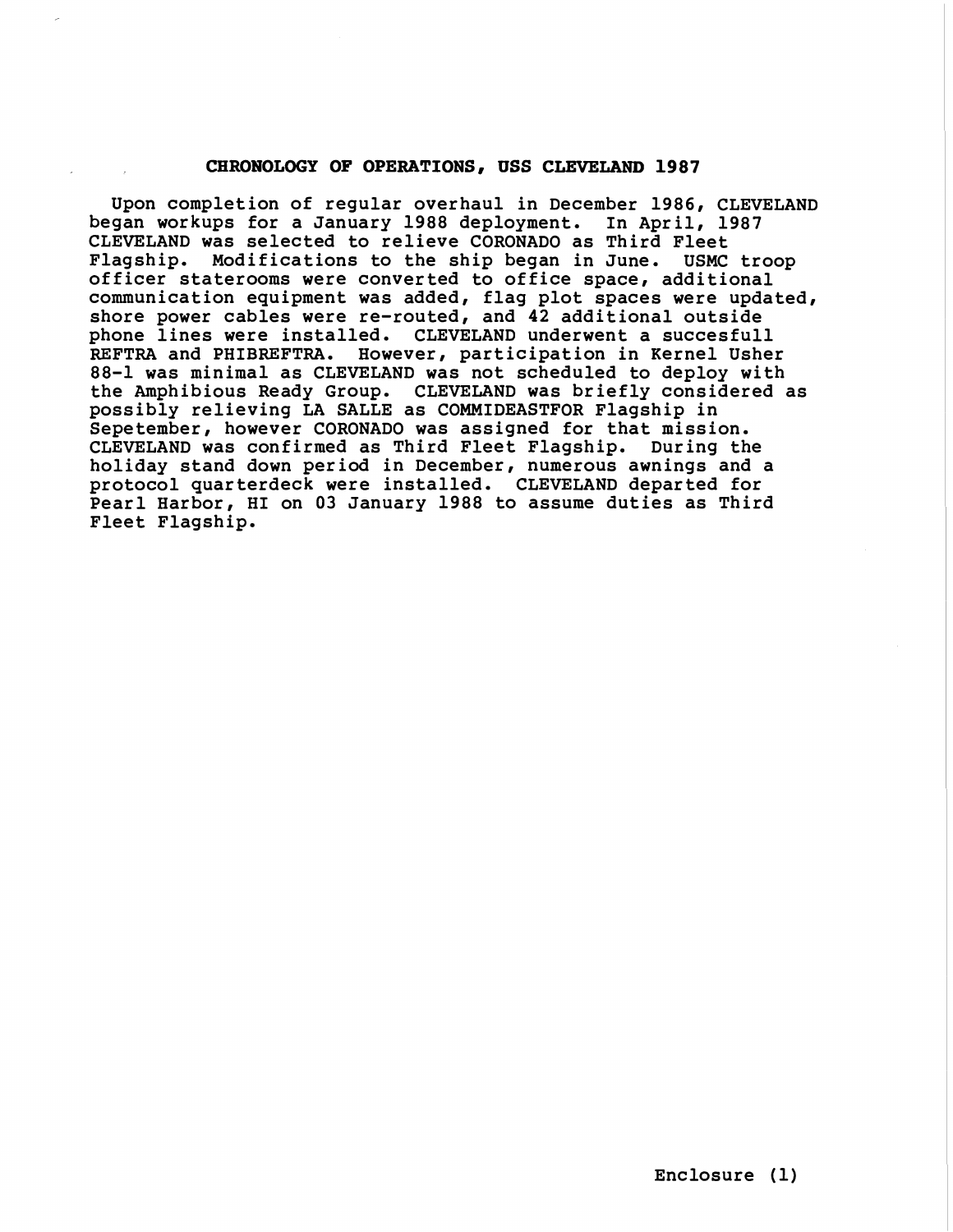## CHRONOLOGY OF OPERATIONS, USS CLEVELAND 1987

Upon completion of regular overhaul in December 1986, CLEVELAND began workups for a January 1988 deployment. In April, 1987 CLEVELAND was selected to relieve CORONADO as Third Fleet Flagship. Modifications to the ship began in June. USMC troop officer staterooms were converted to office space, additional communication equipment was added, flag plot spaces were updated, shore power cables were re-routed, and 42 additional outside phone lines were installed. CLEVELAND underwent a succesfull REFTRA and PHIBREFTRA. However, participation in Kernel Usher 88-1 was minimal as CLEVELAND was not scheduled to deploy with the Amphibious Ready Group. CLEVELAND was briefly considered as possibly relieving LA SALLE as COMMIDEASTFOR Flagship in Sepetember, however CORONADO was assigned for that mission. CLEVELAND was confirmed as Third Fleet Flagship. During the holiday stand down period in December, numerous awnings and a protocol quarterdeck were installed. CLEVELAND departed for Pearl Harbor, HI on 03 January 1988 to assume duties as Third Fleet Flagship.

Enclosure (1)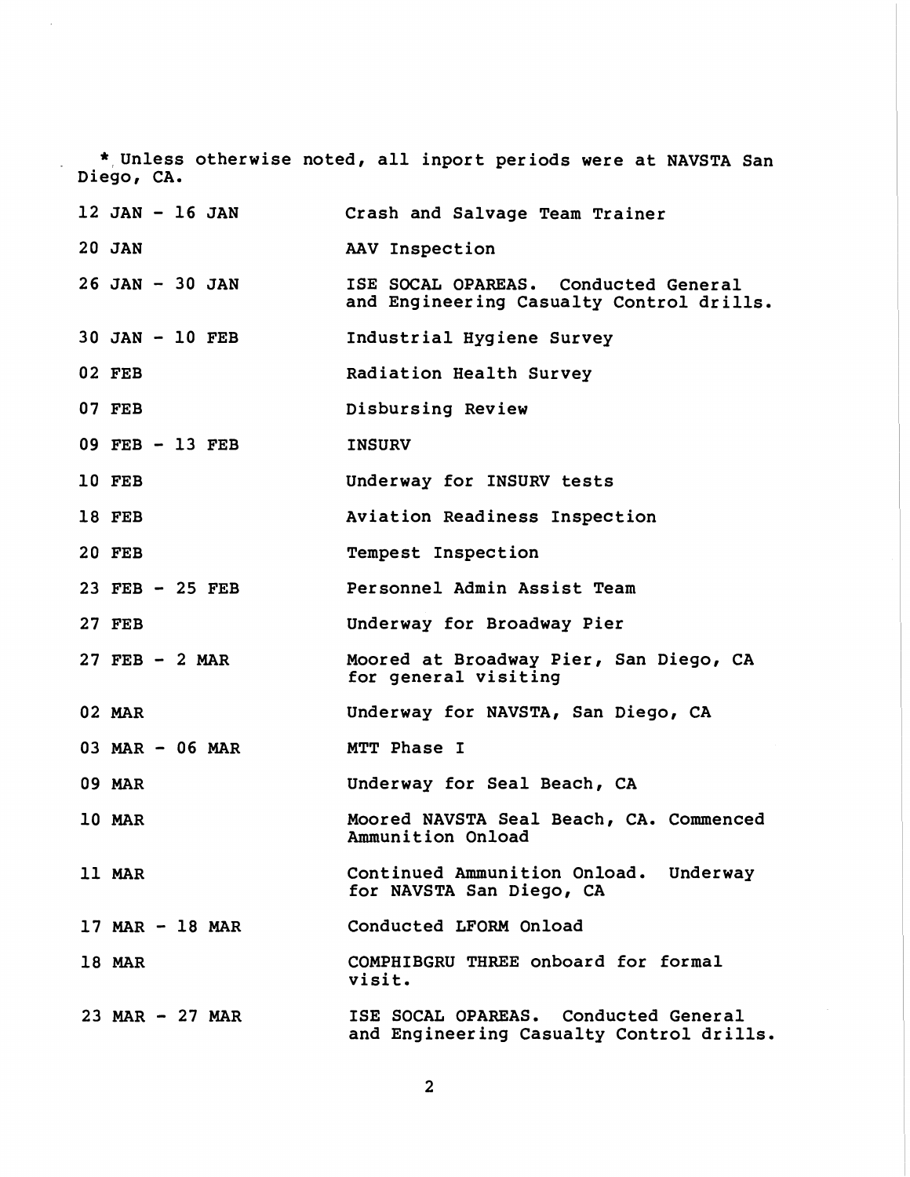* Unless otherwise noted, all inport periods were at NAVSTA San Diego, CA.

| | |
|---|---|
| 12 JAN - 16 JAN | Crash and Salvage Team Trainer |
| 20 JAN | AAV Inspection |
| 26 JAN - 30 JAN | ISE SOCAL OPAREAS. Conducted General and Engineering Casualty Control drills. |
| 30 JAN - 10 FEB | Industrial Hygiene Survey |
| 02 FEB | Radiation Health Survey |
| 07 FEB | Disbursing Review |
| 09 FEB - 13 FEB | INSURV |
| 10 FEB | Underway for INSURV tests |
| 18 FEB | Aviation Readiness Inspection |
| 20 FEB | Tempest Inspection |
| 23 FEB - 25 FEB | Personnel Admin Assist Team |
| 27 FEB | Underway for Broadway Pier |
| 27 FEB - 2 MAR | Moored at Broadway Pier, San Diego, CA for general visiting |
| 02 MAR | Underway for NAVSTA, San Diego, CA |
| 03 MAR - 06 MAR | MTT Phase I |
| 09 MAR | Underway for Seal Beach, CA |
| 10 MAR | Moored NAVSTA Seal Beach, CA. Commenced Ammunition Onload |
| 11 MAR | Continued Ammunition Onload. Underway for NAVSTA San Diego, CA |
| 17 MAR - 18 MAR | Conducted LFORM Onload |
| 18 MAR | COMPHIBGRU THREE onboard for formal visit. |
| 23 MAR - 27 MAR | ISE SOCAL OPAREAS. Conducted General and Engineering Casualty Control drills. |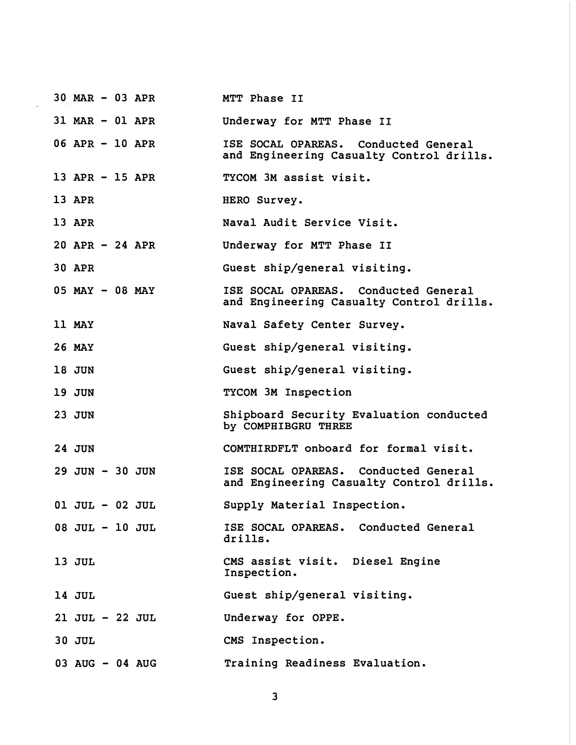| | |
|---|---|
| 30 MAR - 03 APR | MTT Phase II |
| 31 MAR - 01 APR | Underway for MTT Phase II |
| 06 APR - 10 APR | ISE SOCAL OPAREAS. Conducted General and Engineering Casualty Control drills. |
| 13 APR - 15 APR | TYCOM 3M assist visit. |
| 13 APR | HERO Survey. |
| 13 APR | Naval Audit Service Visit. |
| 20 APR - 24 APR | Underway for MTT Phase II |
| 30 APR | Guest ship/general visiting. |
| 05 MAY - 08 MAY | ISE SOCAL OPAREAS. Conducted General and Engineering Casualty Control drills. |
| 11 MAY | Naval Safety Center Survey. |
| 26 MAY | Guest ship/general visiting. |
| 18 JUN | Guest ship/general visiting. |
| 19 JUN | TYCOM 3M Inspection |
| 23 JUN | Shipboard Security Evaluation conducted by COMPHIBGRU THREE |
| 24 JUN | COMTHIRDFLT onboard for formal visit. |
| 29 JUN - 30 JUN | ISE SOCAL OPAREAS. Conducted General and Engineering Casualty Control drills. |
| 01 JUL - 02 JUL | Supply Material Inspection. |
| 08 JUL - 10 JUL | ISE SOCAL OPAREAS. Conducted General drills. |
| 13 JUL | CMS assist visit. Diesel Engine Inspection. |
| 14 JUL | Guest ship/general visiting. |
| 21 JUL - 22 JUL | Underway for OPPE. |
| 30 JUL | CMS Inspection. |
| 03 AUG - 04 AUG | Training Readiness Evaluation. |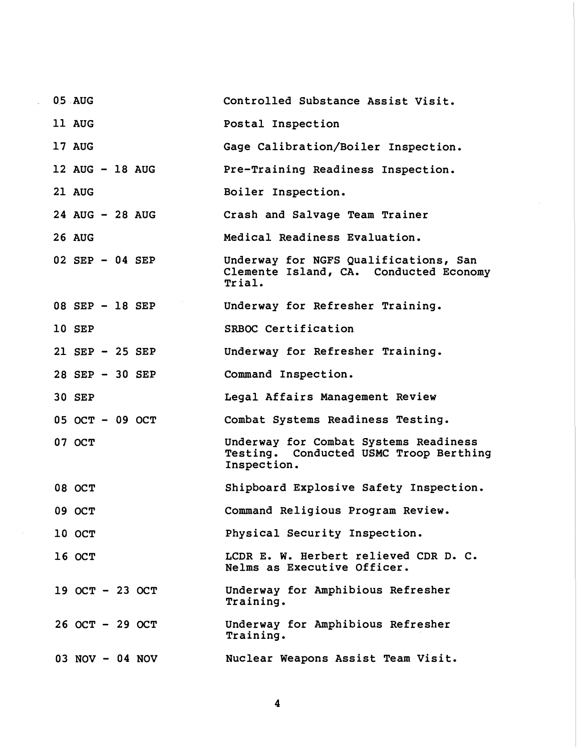| | |
|---|---|
| 05 AUG | Controlled Substance Assist Visit. |
| 11 AUG | Postal Inspection |
| 17 AUG | Gage Calibration/Boiler Inspection. |
| 12 AUG - 18 AUG | Pre-Training Readiness Inspection. |
| 21 AUG | Boiler Inspection. |
| 24 AUG - 28 AUG | Crash and Salvage Team Trainer |
| 26 AUG | Medical Readiness Evaluation. |
| 02 SEP - 04 SEP | Underway for NGFS Qualifications, San Clemente Island, CA. Conducted Economy Trial. |
| 08 SEP - 18 SEP | Underway for Refresher Training. |
| 10 SEP | SRBOC Certification |
| 21 SEP - 25 SEP | Underway for Refresher Training. |
| 28 SEP - 30 SEP | Command Inspection. |
| 30 SEP | Legal Affairs Management Review |
| 05 OCT - 09 OCT | Combat Systems Readiness Testing. |
| 07 OCT | Underway for Combat Systems Readiness Testing. Conducted USMC Troop Berthing Inspection. |
| 08 OCT | Shipboard Explosive Safety Inspection. |
| 09 OCT | Command Religious Program Review. |
| 10 OCT | Physical Security Inspection. |
| 16 OCT | LCDR E. W. Herbert relieved CDR D. C. Nelms as Executive Officer. |
| 19 OCT - 23 OCT | Underway for Amphibious Refresher Training. |
| 26 OCT - 29 OCT | Underway for Amphibious Refresher Training. |
| 03 NOV - 04 NOV | Nuclear Weapons Assist Team Visit. |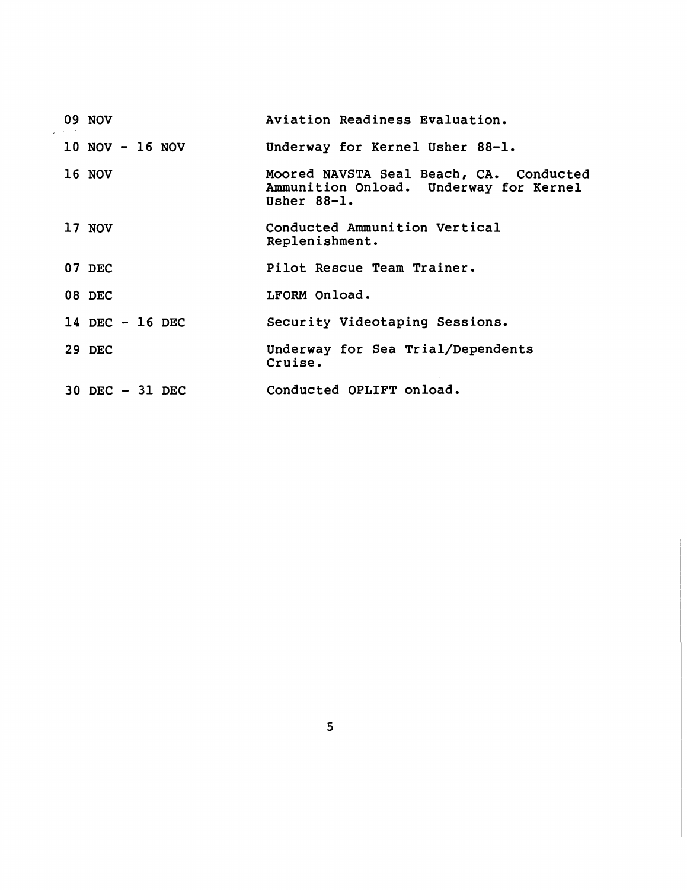| | |
|---|---|
| 09 NOV | Aviation Readiness Evaluation. |
| 10 NOV - 16 NOV | Underway for Kernel Usher 88-1. |
| 16 NOV | Moored NAVSTA Seal Beach, CA. Conducted Ammunition Onload. Underway for Kernel Usher 88-1. |
| 17 NOV | Conducted Ammunition Vertical Replenishment. |
| 07 DEC | Pilot Rescue Team Trainer. |
| 08 DEC | LFORM Onload. |
| 14 DEC - 16 DEC | Security Videotaping Sessions. |
| 29 DEC | Underway for Sea Trial/Dependents Cruise. |
| 30 DEC - 31 DEC | Conducted OPLIFT onload. |